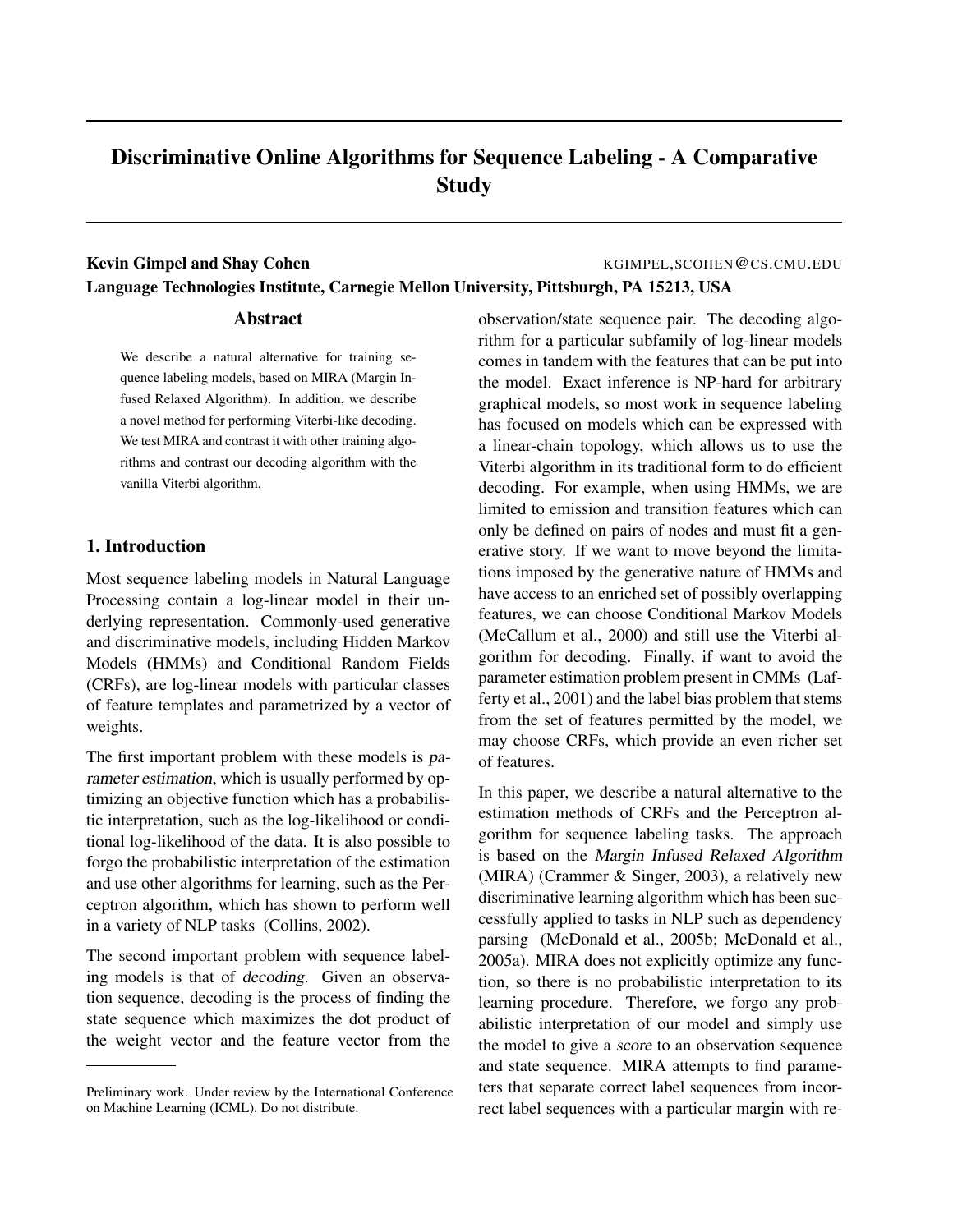# Discriminative Online Algorithms for Sequence Labeling - A Comparative Study

**Kevin Gimpel and Shay Cohen** KGIMPEL,SCOHEN@CS.CMU.EDU
**Language Technologies Institute, Carnegie Mellon University, Pittsburgh, PA 15213, USA**

## Abstract

We describe a natural alternative for training sequence labeling models, based on MIRA (Margin Infused Relaxed Algorithm). In addition, we describe a novel method for performing Viterbi-like decoding. We test MIRA and contrast it with other training algorithms and contrast our decoding algorithm with the vanilla Viterbi algorithm.

## 1. Introduction

Most sequence labeling models in Natural Language Processing contain a log-linear model in their underlying representation. Commonly-used generative and discriminative models, including Hidden Markov Models (HMMs) and Conditional Random Fields (CRFs), are log-linear models with particular classes of feature templates and parametrized by a vector of weights.

The first important problem with these models is *parameter estimation*, which is usually performed by optimizing an objective function which has a probabilistic interpretation, such as the log-likelihood or conditional log-likelihood of the data. It is also possible to forgo the probabilistic interpretation of the estimation and use other algorithms for learning, such as the Perceptron algorithm, which has shown to perform well in a variety of NLP tasks (Collins, 2002).

The second important problem with sequence labeling models is that of *decoding*. Given an observation sequence, decoding is the process of finding the state sequence which maximizes the dot product of the weight vector and the feature vector from the observation/state sequence pair. The decoding algorithm for a particular subfamily of log-linear models comes in tandem with the features that can be put into the model. Exact inference is NP-hard for arbitrary graphical models, so most work in sequence labeling has focused on models which can be expressed with a linear-chain topology, which allows us to use the Viterbi algorithm in its traditional form to do efficient decoding. For example, when using HMMs, we are limited to emission and transition features which can only be defined on pairs of nodes and must fit a generative story. If we want to move beyond the limitations imposed by the generative nature of HMMs and have access to an enriched set of possibly overlapping features, we can choose Conditional Markov Models (McCallum et al., 2000) and still use the Viterbi algorithm for decoding. Finally, if want to avoid the parameter estimation problem present in CMMs (Lafferty et al., 2001) and the label bias problem that stems from the set of features permitted by the model, we may choose CRFs, which provide an even richer set of features.

In this paper, we describe a natural alternative to the estimation methods of CRFs and the Perceptron algorithm for sequence labeling tasks. The approach is based on the *Margin Infused Relaxed Algorithm* (MIRA) (Crammer & Singer, 2003), a relatively new discriminative learning algorithm which has been successfully applied to tasks in NLP such as dependency parsing (McDonald et al., 2005b; McDonald et al., 2005a). MIRA does not explicitly optimize any function, so there is no probabilistic interpretation to its learning procedure. Therefore, we forgo any probabilistic interpretation of our model and simply use the model to give a *score* to an observation sequence and state sequence. MIRA attempts to find parameters that separate correct label sequences from incorrect label sequences with a particular margin with re-

---

Preliminary work. Under review by the International Conference on Machine Learning (ICML). Do not distribute.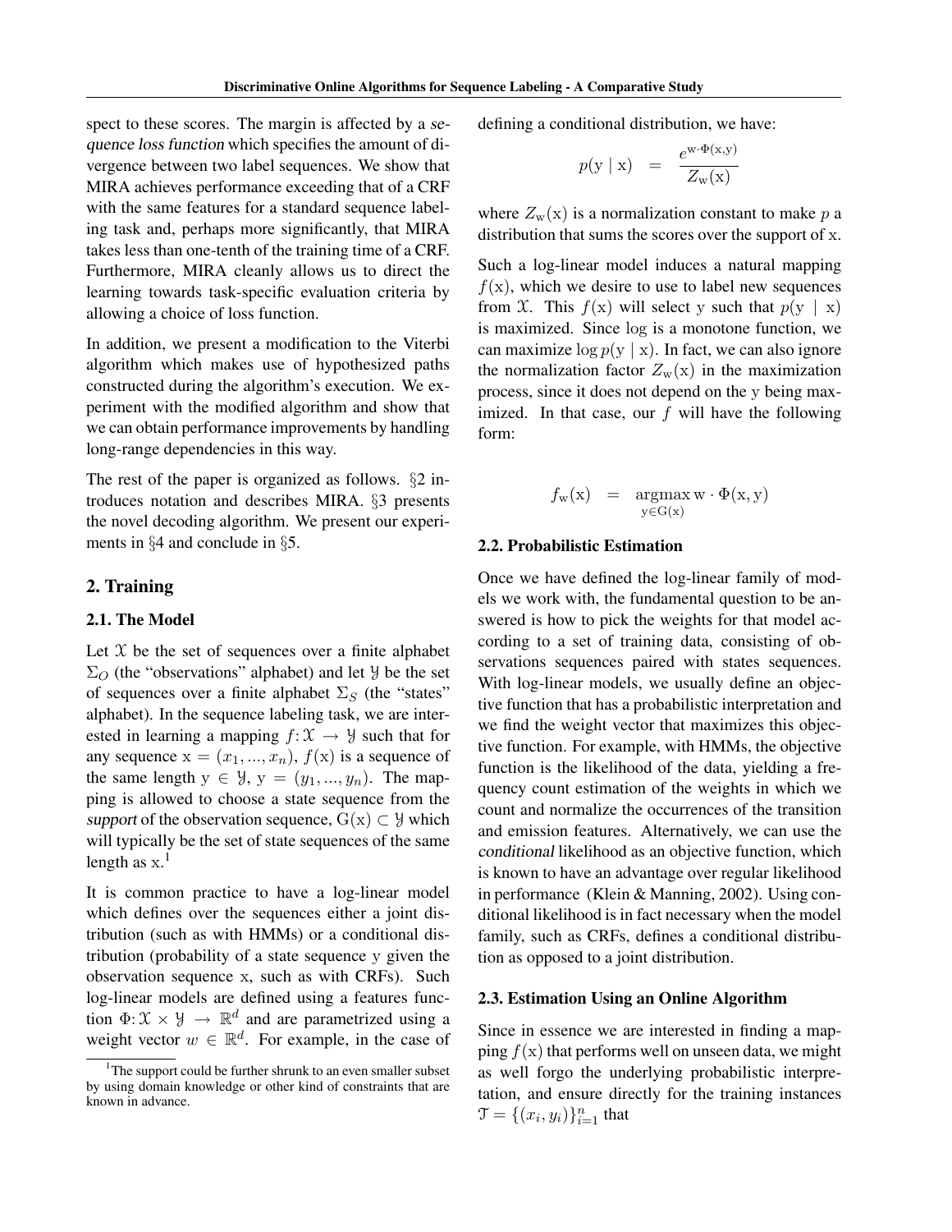spect to these scores. The margin is affected by a *sequence loss function* which specifies the amount of divergence between two label sequences. We show that MIRA achieves performance exceeding that of a CRF with the same features for a standard sequence labeling task and, perhaps more significantly, that MIRA takes less than one-tenth of the training time of a CRF. Furthermore, MIRA cleanly allows us to direct the learning towards task-specific evaluation criteria by allowing a choice of loss function.

In addition, we present a modification to the Viterbi algorithm which makes use of hypothesized paths constructed during the algorithm's execution. We experiment with the modified algorithm and show that we can obtain performance improvements by handling long-range dependencies in this way.

The rest of the paper is organized as follows. §2 introduces notation and describes MIRA. §3 presents the novel decoding algorithm. We present our experiments in §4 and conclude in §5.

## 2. Training

### 2.1. The Model

Let $\mathcal{X}$ be the set of sequences over a finite alphabet $\Sigma_O$ (the "observations" alphabet) and let $\mathcal{Y}$ be the set of sequences over a finite alphabet $\Sigma_S$ (the "states" alphabet). In the sequence labeling task, we are interested in learning a mapping $f\colon \mathcal{X} \rightarrow \mathcal{Y}$ such that for any sequence $\mathrm{x} = (x_1, ..., x_n)$, $f(\mathrm{x})$ is a sequence of the same length $\mathrm{y} \in \mathcal{Y}$, $\mathrm{y} = (y_1, ..., y_n)$. The mapping is allowed to choose a state sequence from the *support* of the observation sequence, $\mathrm{G}(\mathrm{x}) \subset \mathcal{Y}$ which will typically be the set of state sequences of the same length as x.[1]

It is common practice to have a log-linear model which defines over the sequences either a joint distribution (such as with HMMs) or a conditional distribution (probability of a state sequence y given the observation sequence x, such as with CRFs). Such log-linear models are defined using a features function $\Phi\colon \mathcal{X} \times \mathcal{Y} \rightarrow \mathbb{R}^d$ and are parametrized using a weight vector $w \in \mathbb{R}^d$. For example, in the case of defining a conditional distribution, we have:

$$p(\mathrm{y} \mid \mathrm{x}) \quad = \quad \frac{e^{\mathrm{w} \cdot \Phi(\mathrm{x},\mathrm{y})}}{Z_{\mathrm{w}}(\mathrm{x})}$$

where $Z_{\mathrm{w}}(\mathrm{x})$ is a normalization constant to make $p$ a distribution that sums the scores over the support of x.

Such a log-linear model induces a natural mapping $f(\mathrm{x})$, which we desire to use to label new sequences from $\mathcal{X}$. This $f(\mathrm{x})$ will select y such that $p(\mathrm{y} \mid \mathrm{x})$ is maximized. Since log is a monotone function, we can maximize $\log p(\mathrm{y} \mid \mathrm{x})$. In fact, we can also ignore the normalization factor $Z_{\mathrm{w}}(\mathrm{x})$ in the maximization process, since it does not depend on the y being maximized. In that case, our $f$ will have the following form:

$$f_{\mathrm{w}}(\mathrm{x}) \quad = \quad \operatorname*{argmax}_{\mathrm{y} \in \mathrm{G}(\mathrm{x})} \mathrm{w} \cdot \Phi(\mathrm{x}, \mathrm{y})$$

### 2.2. Probabilistic Estimation

Once we have defined the log-linear family of models we work with, the fundamental question to be answered is how to pick the weights for that model according to a set of training data, consisting of observations sequences paired with states sequences. With log-linear models, we usually define an objective function that has a probabilistic interpretation and we find the weight vector that maximizes this objective function. For example, with HMMs, the objective function is the likelihood of the data, yielding a frequency count estimation of the weights in which we count and normalize the occurrences of the transition and emission features. Alternatively, we can use the *conditional* likelihood as an objective function, which is known to have an advantage over regular likelihood in performance (Klein & Manning, 2002). Using conditional likelihood is in fact necessary when the model family, such as CRFs, defines a conditional distribution as opposed to a joint distribution.

### 2.3. Estimation Using an Online Algorithm

Since in essence we are interested in finding a mapping $f(\mathrm{x})$ that performs well on unseen data, we might as well forgo the underlying probabilistic interpretation, and ensure directly for the training instances $\mathcal{T} = \{(x_i, y_i)\}_{i=1}^{n}$ that

[1] The support could be further shrunk to an even smaller subset by using domain knowledge or other kind of constraints that are known in advance.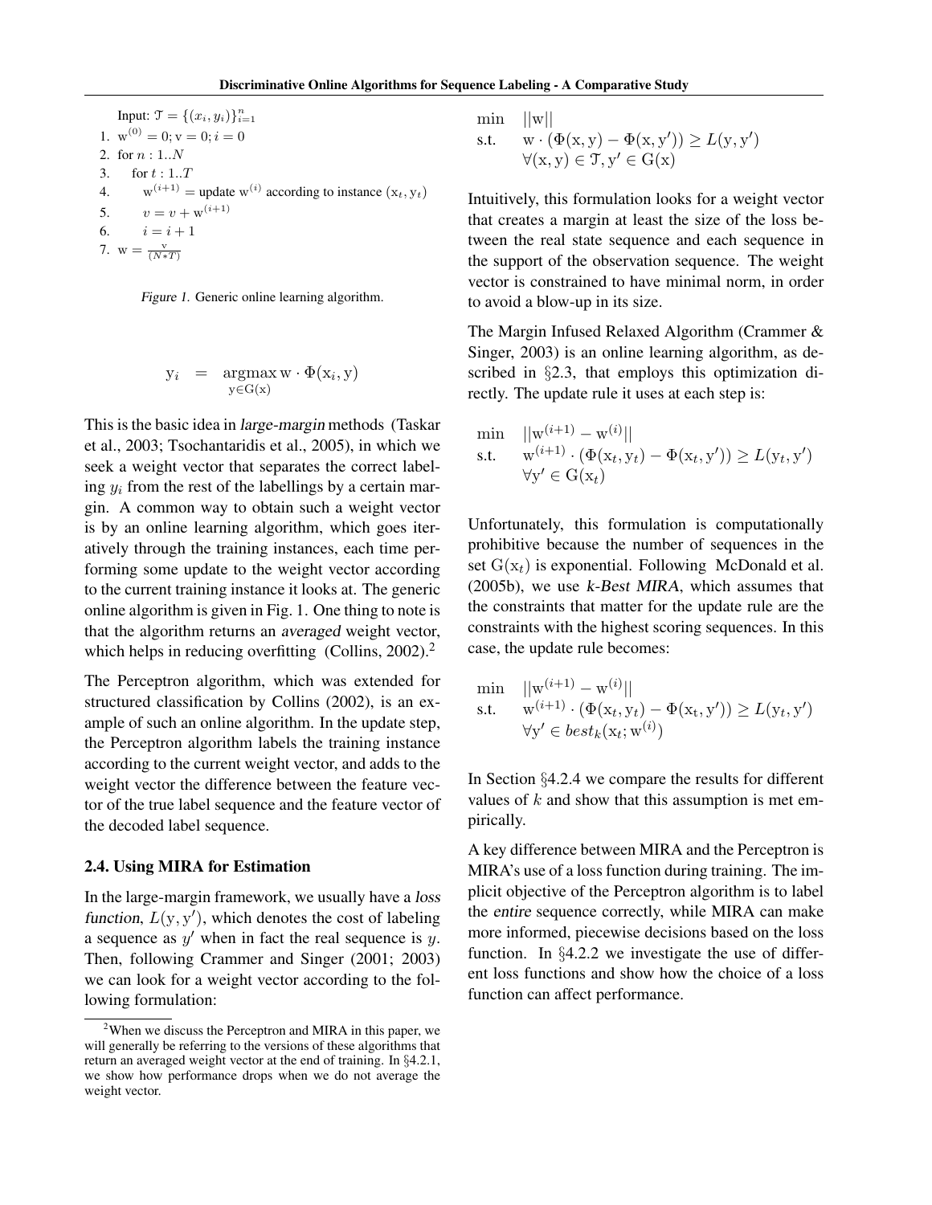Input: $\mathcal{T} = \{(x_i, y_i)\}_{i=1}^n$

1. $\mathrm{w}^{(0)} = 0; \mathrm{v} = 0; i = 0$
2. for $n : 1..N$
3. for $t : 1..T$
4. $\mathrm{w}^{(i+1)} =$ update $\mathrm{w}^{(i)}$ according to instance $(\mathrm{x}_t, \mathrm{y}_t)$
5. $v = v + \mathrm{w}^{(i+1)}$
6. $i = i + 1$
7. $\mathrm{w} = \frac{\mathrm{v}}{(N*T)}$

*Figure 1.* Generic online learning algorithm.

$$\mathrm{y}_i = \operatorname*{argmax}_{\mathrm{y} \in \mathrm{G}(\mathrm{x})} \mathrm{w} \cdot \Phi(\mathrm{x}_i, \mathrm{y})$$

This is the basic idea in *large-margin* methods (Taskar et al., 2003; Tsochantaridis et al., 2005), in which we seek a weight vector that separates the correct labeling $y_i$ from the rest of the labellings by a certain margin. A common way to obtain such a weight vector is by an online learning algorithm, which goes iteratively through the training instances, each time performing some update to the weight vector according to the current training instance it looks at. The generic online algorithm is given in Fig. 1. One thing to note is that the algorithm returns an *averaged* weight vector, which helps in reducing overfitting (Collins, 2002).[2]

The Perceptron algorithm, which was extended for structured classification by Collins (2002), is an example of such an online algorithm. In the update step, the Perceptron algorithm labels the training instance according to the current weight vector, and adds to the weight vector the difference between the feature vector of the true label sequence and the feature vector of the decoded label sequence.

### 2.4. Using MIRA for Estimation

In the large-margin framework, we usually have a *loss function*, $L(\mathrm{y}, \mathrm{y}')$, which denotes the cost of labeling a sequence as $y'$ when in fact the real sequence is $y$. Then, following Crammer and Singer (2001; 2003) we can look for a weight vector according to the following formulation:

$$\begin{array}{ll} \min & ||\mathrm{w}|| \\ \text{s.t.} & \mathrm{w} \cdot (\Phi(\mathrm{x}, \mathrm{y}) - \Phi(\mathrm{x}, \mathrm{y}')) \geq L(\mathrm{y}, \mathrm{y}') \\ & \forall (\mathrm{x}, \mathrm{y}) \in \mathcal{T}, \mathrm{y}' \in \mathrm{G}(\mathrm{x}) \end{array}$$

Intuitively, this formulation looks for a weight vector that creates a margin at least the size of the loss between the real state sequence and each sequence in the support of the observation sequence. The weight vector is constrained to have minimal norm, in order to avoid a blow-up in its size.

The Margin Infused Relaxed Algorithm (Crammer & Singer, 2003) is an online learning algorithm, as described in §2.3, that employs this optimization directly. The update rule it uses at each step is:

$$\begin{array}{ll} \min & ||\mathrm{w}^{(i+1)} - \mathrm{w}^{(i)}|| \\ \text{s.t.} & \mathrm{w}^{(i+1)} \cdot (\Phi(\mathrm{x}_t, \mathrm{y}_t) - \Phi(\mathrm{x}_t, \mathrm{y}')) \geq L(\mathrm{y}_t, \mathrm{y}') \\ & \forall \mathrm{y}' \in \mathrm{G}(\mathrm{x}_t) \end{array}$$

Unfortunately, this formulation is computationally prohibitive because the number of sequences in the set $\mathrm{G}(\mathrm{x}_t)$ is exponential. Following McDonald et al. (2005b), we use *k-Best MIRA*, which assumes that the constraints that matter for the update rule are the constraints with the highest scoring sequences. In this case, the update rule becomes:

$$\begin{array}{ll} \min & ||\mathrm{w}^{(i+1)} - \mathrm{w}^{(i)}|| \\ \text{s.t.} & \mathrm{w}^{(i+1)} \cdot (\Phi(\mathrm{x}_t, \mathrm{y}_t) - \Phi(\mathrm{x}_t, \mathrm{y}')) \geq L(\mathrm{y}_t, \mathrm{y}') \\ & \forall \mathrm{y}' \in best_k(\mathrm{x}_t; \mathrm{w}^{(i)}) \end{array}$$

In Section §4.2.4 we compare the results for different values of $k$ and show that this assumption is met empirically.

A key difference between MIRA and the Perceptron is MIRA's use of a loss function during training. The implicit objective of the Perceptron algorithm is to label the *entire* sequence correctly, while MIRA can make more informed, piecewise decisions based on the loss function. In §4.2.2 we investigate the use of different loss functions and show how the choice of a loss function can affect performance.

[2] When we discuss the Perceptron and MIRA in this paper, we will generally be referring to the versions of these algorithms that return an averaged weight vector at the end of training. In §4.2.1, we show how performance drops when we do not average the weight vector.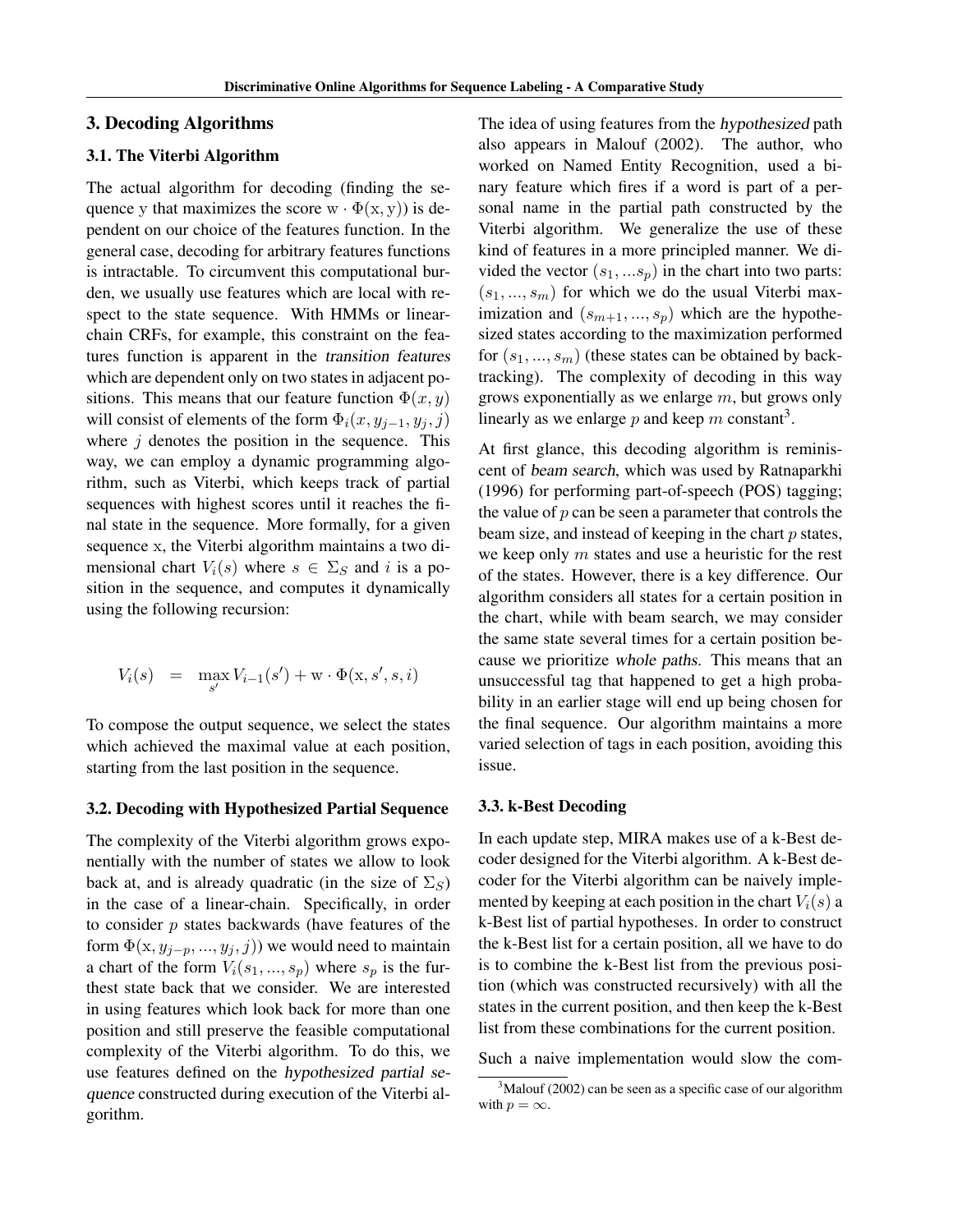## 3. Decoding Algorithms

### 3.1. The Viterbi Algorithm

The actual algorithm for decoding (finding the sequence y that maximizes the score $\mathrm{w} \cdot \Phi(\mathrm{x}, \mathrm{y})$) is dependent on our choice of the features function. In the general case, decoding for arbitrary features functions is intractable. To circumvent this computational burden, we usually use features which are local with respect to the state sequence. With HMMs or linear-chain CRFs, for example, this constraint on the features function is apparent in the *transition features* which are dependent only on two states in adjacent positions. This means that our feature function $\Phi(x, y)$ will consist of elements of the form $\Phi_i(x, y_{j-1}, y_j, j)$ where $j$ denotes the position in the sequence. This way, we can employ a dynamic programming algorithm, such as Viterbi, which keeps track of partial sequences with highest scores until it reaches the final state in the sequence. More formally, for a given sequence x, the Viterbi algorithm maintains a two dimensional chart $V_i(s)$ where $s \in \Sigma_S$ and $i$ is a position in the sequence, and computes it dynamically using the following recursion:

$$V_i(s) \quad = \quad \max_{s'} V_{i-1}(s') + \mathrm{w} \cdot \Phi(\mathrm{x}, s', s, i)$$

To compose the output sequence, we select the states which achieved the maximal value at each position, starting from the last position in the sequence.

### 3.2. Decoding with Hypothesized Partial Sequence

The complexity of the Viterbi algorithm grows exponentially with the number of states we allow to look back at, and is already quadratic (in the size of $\Sigma_S$) in the case of a linear-chain. Specifically, in order to consider $p$ states backwards (have features of the form $\Phi(\mathrm{x}, y_{j-p}, ..., y_j, j)$) we would need to maintain a chart of the form $V_i(s_1, ..., s_p)$ where $s_p$ is the furthest state back that we consider. We are interested in using features which look back for more than one position and still preserve the feasible computational complexity of the Viterbi algorithm. To do this, we use features defined on the *hypothesized partial sequence* constructed during execution of the Viterbi algorithm.

The idea of using features from the *hypothesized* path also appears in Malouf (2002). The author, who worked on Named Entity Recognition, used a binary feature which fires if a word is part of a personal name in the partial path constructed by the Viterbi algorithm. We generalize the use of these kind of features in a more principled manner. We divided the vector $(s_1, ...s_p)$ in the chart into two parts: $(s_1, ..., s_m)$ for which we do the usual Viterbi maximization and $(s_{m+1}, ..., s_p)$ which are the hypothesized states according to the maximization performed for $(s_1, ..., s_m)$ (these states can be obtained by backtracking). The complexity of decoding in this way grows exponentially as we enlarge $m$, but grows only linearly as we enlarge $p$ and keep $m$ constant[3].

At first glance, this decoding algorithm is reminiscent of *beam search*, which was used by Ratnaparkhi (1996) for performing part-of-speech (POS) tagging; the value of $p$ can be seen a parameter that controls the beam size, and instead of keeping in the chart $p$ states, we keep only $m$ states and use a heuristic for the rest of the states. However, there is a key difference. Our algorithm considers all states for a certain position in the chart, while with beam search, we may consider the same state several times for a certain position because we prioritize *whole paths*. This means that an unsuccessful tag that happened to get a high probability in an earlier stage will end up being chosen for the final sequence. Our algorithm maintains a more varied selection of tags in each position, avoiding this issue.

### 3.3. k-Best Decoding

In each update step, MIRA makes use of a k-Best decoder designed for the Viterbi algorithm. A k-Best decoder for the Viterbi algorithm can be naively implemented by keeping at each position in the chart $V_i(s)$ a k-Best list of partial hypotheses. In order to construct the k-Best list for a certain position, all we have to do is to combine the k-Best list from the previous position (which was constructed recursively) with all the states in the current position, and then keep the k-Best list from these combinations for the current position.

Such a naive implementation would slow the com-

[3] Malouf (2002) can be seen as a specific case of our algorithm with $p = \infty$.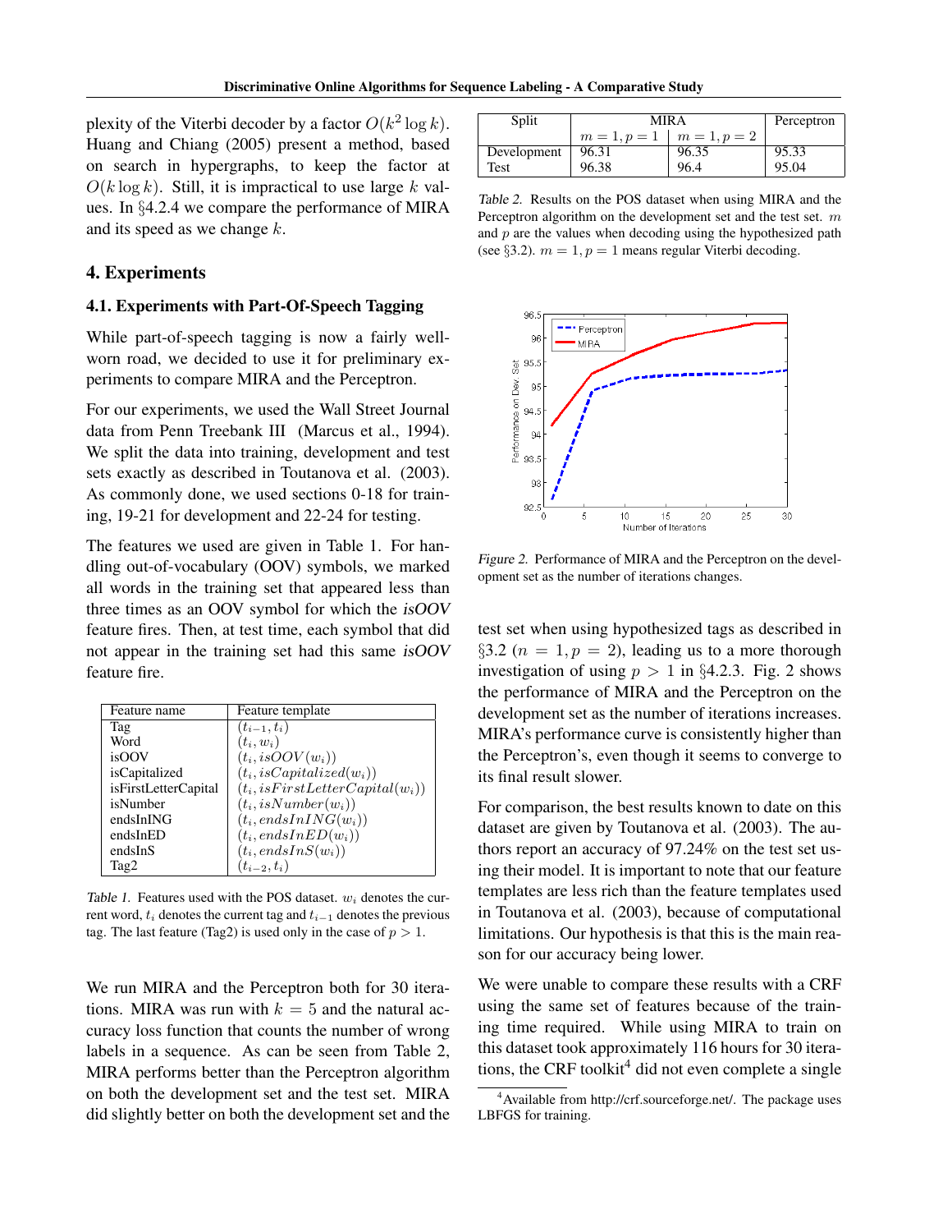plexity of the Viterbi decoder by a factor $O(k^2 \log k)$. Huang and Chiang (2005) present a method, based on search in hypergraphs, to keep the factor at $O(k \log k)$. Still, it is impractical to use large $k$ values. In §4.2.4 we compare the performance of MIRA and its speed as we change $k$.

## 4. Experiments

### 4.1. Experiments with Part-Of-Speech Tagging

While part-of-speech tagging is now a fairly well-worn road, we decided to use it for preliminary experiments to compare MIRA and the Perceptron.

For our experiments, we used the Wall Street Journal data from Penn Treebank III (Marcus et al., 1994). We split the data into training, development and test sets exactly as described in Toutanova et al. (2003). As commonly done, we used sections 0-18 for training, 19-21 for development and 22-24 for testing.

The features we used are given in Table 1. For handling out-of-vocabulary (OOV) symbols, we marked all words in the training set that appeared less than three times as an OOV symbol for which the *isOOV* feature fires. Then, at test time, each symbol that did not appear in the training set had this same *isOOV* feature fire.

| Feature name | Feature template |
|---|---|
| Tag | $(t_{i-1}, t_i)$ |
| Word | $(t_i, w_i)$ |
| isOOV | $(t_i, isOOV(w_i))$ |
| isCapitalized | $(t_i, isCapitalized(w_i))$ |
| isFirstLetterCapital | $(t_i, isFirstLetterCapital(w_i))$ |
| isNumber | $(t_i, isNumber(w_i))$ |
| endsInING | $(t_i, endsInING(w_i))$ |
| endsInED | $(t_i, endsInED(w_i))$ |
| endsInS | $(t_i, endsInS(w_i))$ |
| Tag2 | $(t_{i-2}, t_i)$ |

*Table 1.* Features used with the POS dataset. $w_i$ denotes the current word, $t_i$ denotes the current tag and $t_{i-1}$ denotes the previous tag. The last feature (Tag2) is used only in the case of $p > 1$.

We run MIRA and the Perceptron both for 30 iterations. MIRA was run with $k = 5$ and the natural accuracy loss function that counts the number of wrong labels in a sequence. As can be seen from Table 2, MIRA performs better than the Perceptron algorithm on both the development set and the test set. MIRA did slightly better on both the development set and the

| Split | MIRA | | Perceptron |
|---|---|---|---|
| | $m = 1, p = 1$ | $m = 1, p = 2$ | |
| Development | 96.31 | 96.35 | 95.33 |
| Test | 96.38 | 96.4 | 95.04 |

*Table 2.* Results on the POS dataset when using MIRA and the Perceptron algorithm on the development set and the test set. $m$ and $p$ are the values when decoding using the hypothesized path (see §3.2). $m = 1, p = 1$ means regular Viterbi decoding.

*Figure 2.* Performance of MIRA and the Perceptron on the development set as the number of iterations changes.

test set when using hypothesized tags as described in §3.2 ($n = 1, p = 2$), leading us to a more thorough investigation of using $p > 1$ in §4.2.3. Fig. 2 shows the performance of MIRA and the Perceptron on the development set as the number of iterations increases. MIRA's performance curve is consistently higher than the Perceptron's, even though it seems to converge to its final result slower.

For comparison, the best results known to date on this dataset are given by Toutanova et al. (2003). The authors report an accuracy of 97.24% on the test set using their model. It is important to note that our feature templates are less rich than the feature templates used in Toutanova et al. (2003), because of computational limitations. Our hypothesis is that this is the main reason for our accuracy being lower.

We were unable to compare these results with a CRF using the same set of features because of the training time required. While using MIRA to train on this dataset took approximately 116 hours for 30 iterations, the CRF toolkit[4] did not even complete a single

[4] Available from http://crf.sourceforge.net/. The package uses LBFGS for training.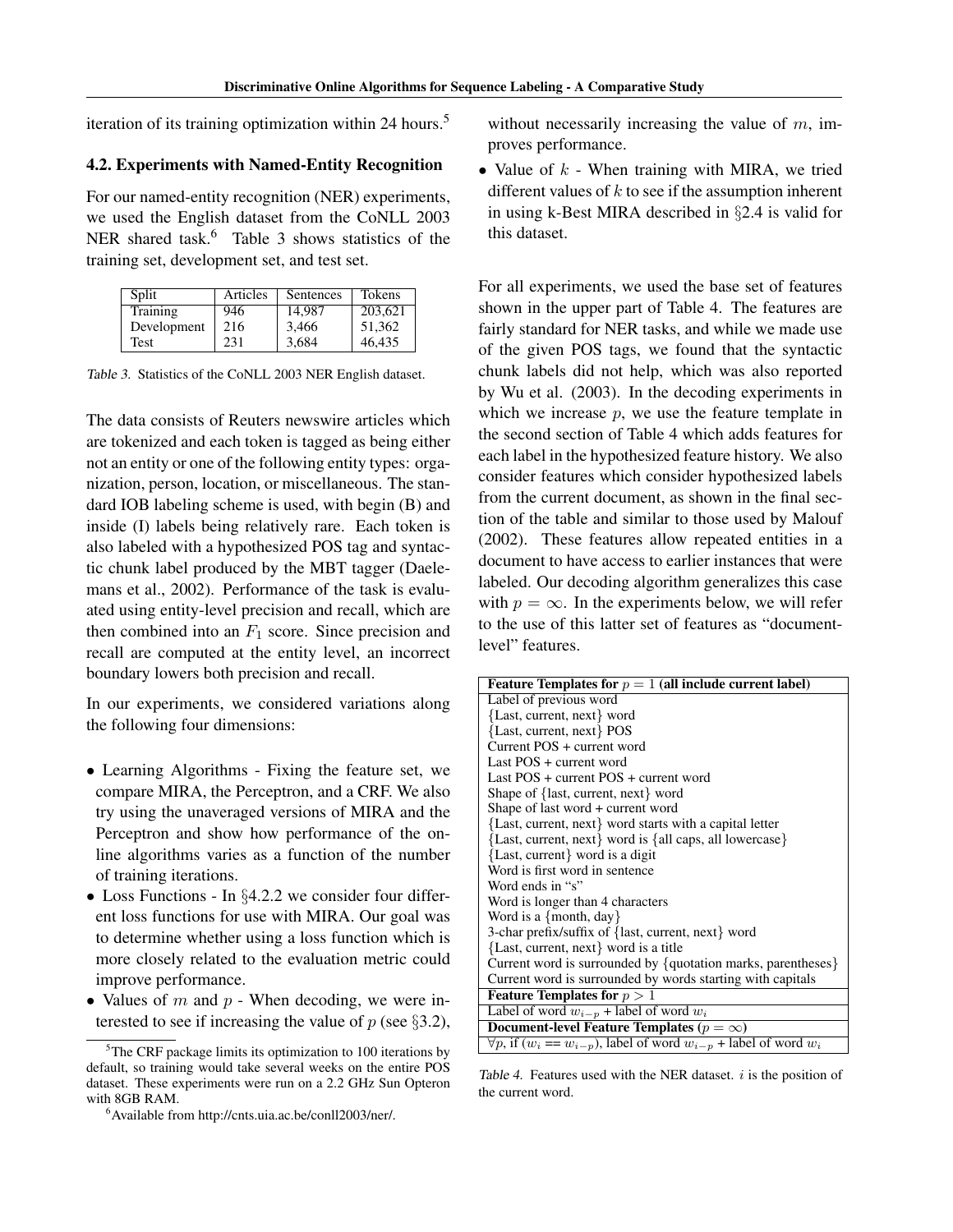iteration of its training optimization within 24 hours.[5]

### 4.2. Experiments with Named-Entity Recognition

For our named-entity recognition (NER) experiments, we used the English dataset from the CoNLL 2003 NER shared task.[6] Table 3 shows statistics of the training set, development set, and test set.

| Split | Articles | Sentences | Tokens |
|---|---|---|---|
| Training | 946 | 14,987 | 203,621 |
| Development | 216 | 3,466 | 51,362 |
| Test | 231 | 3,684 | 46,435 |

*Table 3.* Statistics of the CoNLL 2003 NER English dataset.

The data consists of Reuters newswire articles which are tokenized and each token is tagged as being either not an entity or one of the following entity types: organization, person, location, or miscellaneous. The standard IOB labeling scheme is used, with begin (B) and inside (I) labels being relatively rare. Each token is also labeled with a hypothesized POS tag and syntactic chunk label produced by the MBT tagger (Daelemans et al., 2002). Performance of the task is evaluated using entity-level precision and recall, which are then combined into an $F_1$ score. Since precision and recall are computed at the entity level, an incorrect boundary lowers both precision and recall.

In our experiments, we considered variations along the following four dimensions:

- Learning Algorithms - Fixing the feature set, we compare MIRA, the Perceptron, and a CRF. We also try using the unaveraged versions of MIRA and the Perceptron and show how performance of the online algorithms varies as a function of the number of training iterations.
- Loss Functions - In §4.2.2 we consider four different loss functions for use with MIRA. Our goal was to determine whether using a loss function which is more closely related to the evaluation metric could improve performance.
- Values of $m$ and $p$ - When decoding, we were interested to see if increasing the value of $p$ (see §3.2), without necessarily increasing the value of $m$, improves performance.
- Value of $k$ - When training with MIRA, we tried different values of $k$ to see if the assumption inherent in using k-Best MIRA described in §2.4 is valid for this dataset.

For all experiments, we used the base set of features shown in the upper part of Table 4. The features are fairly standard for NER tasks, and while we made use of the given POS tags, we found that the syntactic chunk labels did not help, which was also reported by Wu et al. (2003). In the decoding experiments in which we increase $p$, we use the feature template in the second section of Table 4 which adds features for each label in the hypothesized feature history. We also consider features which consider hypothesized labels from the current document, as shown in the final section of the table and similar to those used by Malouf (2002). These features allow repeated entities in a document to have access to earlier instances that were labeled. Our decoding algorithm generalizes this case with $p = \infty$. In the experiments below, we will refer to the use of this latter set of features as "document-level" features.

| **Feature Templates for $p = 1$ (all include current label)** |
|---|
| Label of previous word |
| {Last, current, next} word |
| {Last, current, next} POS |
| Current POS + current word |
| Last POS + current word |
| Last POS + current POS + current word |
| Shape of {last, current, next} word |
| Shape of last word + current word |
| {Last, current, next} word starts with a capital letter |
| {Last, current, next} word is {all caps, all lowercase} |
| {Last, current} word is a digit |
| Word is first word in sentence |
| Word ends in "s" |
| Word is longer than 4 characters |
| Word is a {month, day} |
| 3-char prefix/suffix of {last, current, next} word |
| {Last, current, next} word is a title |
| Current word is surrounded by {quotation marks, parentheses} |
| Current word is surrounded by words starting with capitals |
| **Feature Templates for $p > 1$** |
| Label of word $w_{i-p}$ + label of word $w_i$ |
| **Document-level Feature Templates ($p = \infty$)** |
| $\forall p$, if ($w_i == w_{i-p}$), label of word $w_{i-p}$ + label of word $w_i$ |

*Table 4.* Features used with the NER dataset. $i$ is the position of the current word.

[5] The CRF package limits its optimization to 100 iterations by default, so training would take several weeks on the entire POS dataset. These experiments were run on a 2.2 GHz Sun Opteron with 8GB RAM.

[6] Available from http://cnts.uia.ac.be/conll2003/ner/.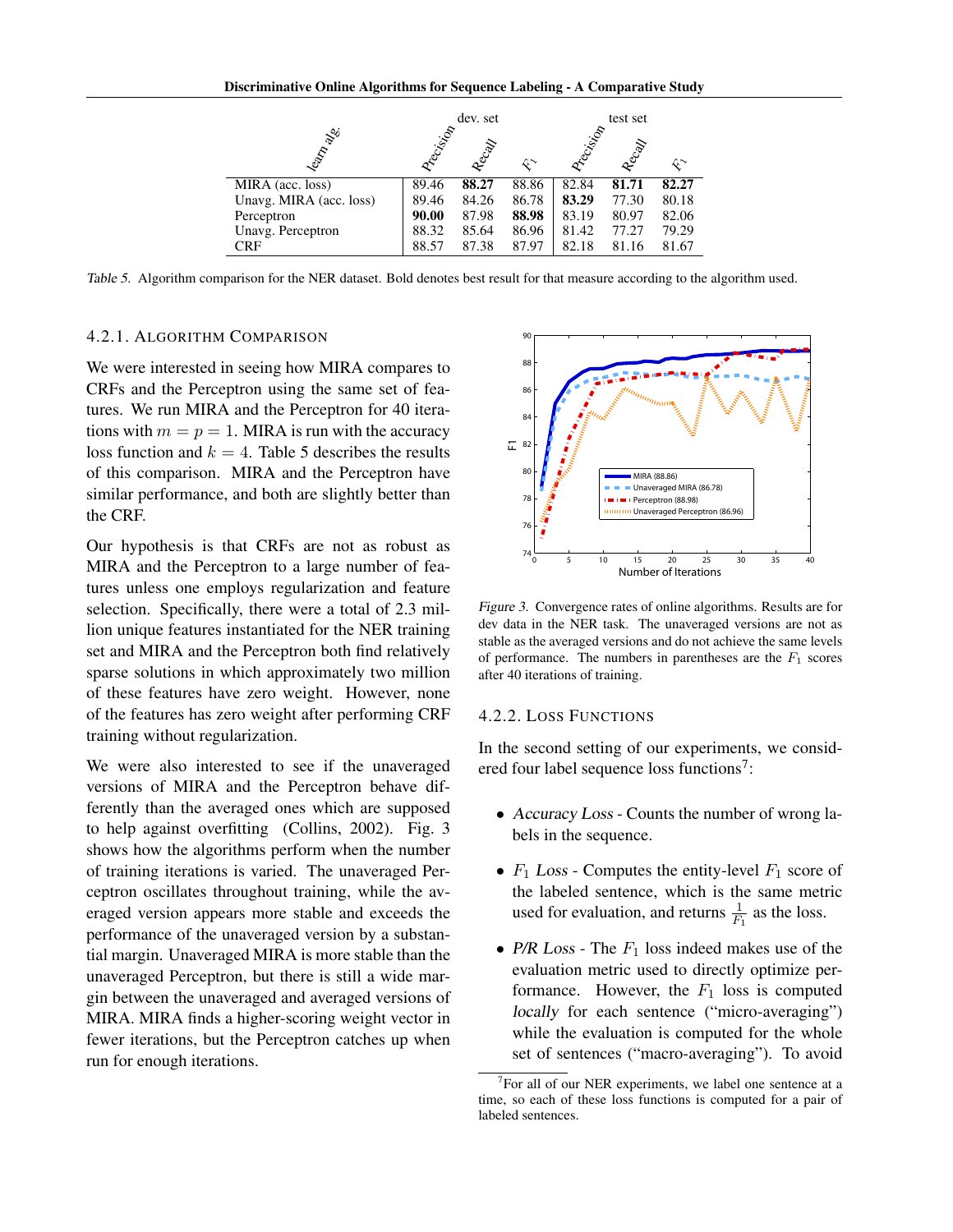| learn alg. | dev. set Precision | dev. set Recall | dev. set $F_1$ | test set Precision | test set Recall | test set $F_1$ |
|---|---|---|---|---|---|---|
| MIRA (acc. loss) | 89.46 | **88.27** | 88.86 | 82.84 | **81.71** | **82.27** |
| Unavg. MIRA (acc. loss) | 89.46 | 84.26 | 86.78 | **83.29** | 77.30 | 80.18 |
| Perceptron | **90.00** | 87.98 | **88.98** | 83.19 | 80.97 | 82.06 |
| Unavg. Perceptron | 88.32 | 85.64 | 86.96 | 81.42 | 77.27 | 79.29 |
| CRF | 88.57 | 87.38 | 87.97 | 82.18 | 81.16 | 81.67 |

*Table 5.* Algorithm comparison for the NER dataset. Bold denotes best result for that measure according to the algorithm used.

### 4.2.1. Algorithm Comparison

We were interested in seeing how MIRA compares to CRFs and the Perceptron using the same set of features. We run MIRA and the Perceptron for 40 iterations with $m = p = 1$. MIRA is run with the accuracy loss function and $k = 4$. Table 5 describes the results of this comparison. MIRA and the Perceptron have similar performance, and both are slightly better than the CRF.

Our hypothesis is that CRFs are not as robust as MIRA and the Perceptron to a large number of features unless one employs regularization and feature selection. Specifically, there were a total of 2.3 million unique features instantiated for the NER training set and MIRA and the Perceptron both find relatively sparse solutions in which approximately two million of these features have zero weight. However, none of the features has zero weight after performing CRF training without regularization.

We were also interested to see if the unaveraged versions of MIRA and the Perceptron behave differently than the averaged ones which are supposed to help against overfitting (Collins, 2002). Fig. 3 shows how the algorithms perform when the number of training iterations is varied. The unaveraged Perceptron oscillates throughout training, while the averaged version appears more stable and exceeds the performance of the unaveraged version by a substantial margin. Unaveraged MIRA is more stable than the unaveraged Perceptron, but there is still a wide margin between the unaveraged and averaged versions of MIRA. MIRA finds a higher-scoring weight vector in fewer iterations, but the Perceptron catches up when run for enough iterations.

*Figure 3.* Convergence rates of online algorithms. Results are for dev data in the NER task. The unaveraged versions are not as stable as the averaged versions and do not achieve the same levels of performance. The numbers in parentheses are the $F_1$ scores after 40 iterations of training.

### 4.2.2. Loss Functions

In the second setting of our experiments, we considered four label sequence loss functions[7]:

- *Accuracy Loss* - Counts the number of wrong labels in the sequence.
- $F_1$ *Loss* - Computes the entity-level $F_1$ score of the labeled sentence, which is the same metric used for evaluation, and returns $\frac{1}{F_1}$ as the loss.
- *P/R Loss* - The $F_1$ loss indeed makes use of the evaluation metric used to directly optimize performance. However, the $F_1$ loss is computed *locally* for each sentence ("micro-averaging") while the evaluation is computed for the whole set of sentences ("macro-averaging"). To avoid

[7] For all of our NER experiments, we label one sentence at a time, so each of these loss functions is computed for a pair of labeled sentences.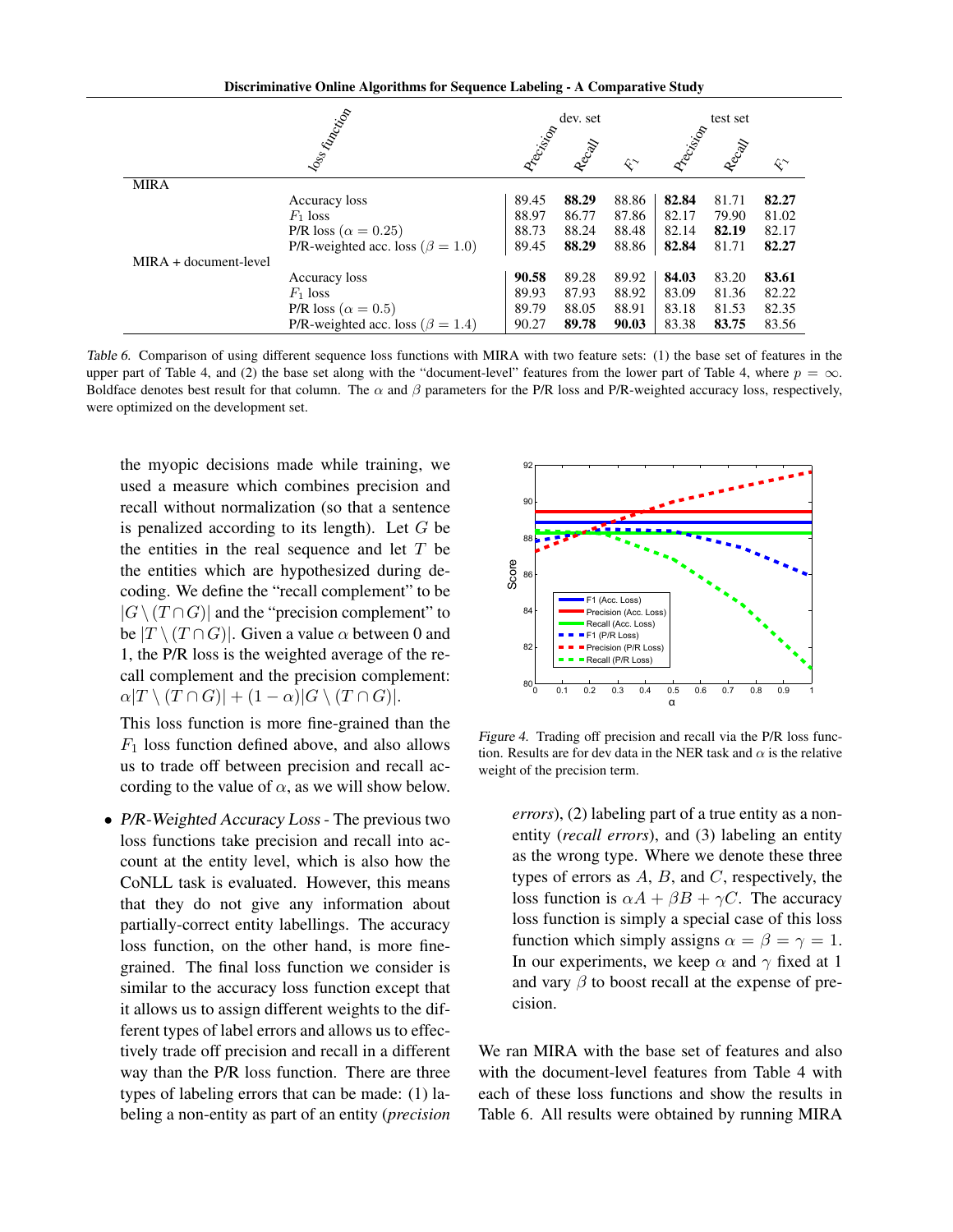| | loss function | dev. set Precision | Recall | $F_1$ | test set Precision | Recall | $F_1$ |
|---|---|---|---|---|---|---|---|
| MIRA | | | | | | | |
| | Accuracy loss | 89.45 | **88.29** | 88.86 | **82.84** | 81.71 | **82.27** |
| | $F_1$ loss | 88.97 | 86.77 | 87.86 | 82.17 | 79.90 | 81.02 |
| | P/R loss ($\alpha = 0.25$) | 88.73 | 88.24 | 88.48 | 82.14 | **82.19** | 82.17 |
| | P/R-weighted acc. loss ($\beta = 1.0$) | 89.45 | **88.29** | 88.86 | **82.84** | 81.71 | **82.27** |
| MIRA + document-level | | | | | | | |
| | Accuracy loss | **90.58** | 89.28 | 89.92 | **84.03** | 83.20 | **83.61** |
| | $F_1$ loss | 89.93 | 87.93 | 88.92 | 83.09 | 81.36 | 82.22 |
| | P/R loss ($\alpha = 0.5$) | 89.79 | 88.05 | 88.91 | 83.18 | 81.53 | 82.35 |
| | P/R-weighted acc. loss ($\beta = 1.4$) | 90.27 | **89.78** | **90.03** | 83.38 | **83.75** | 83.56 |

*Table 6.* Comparison of using different sequence loss functions with MIRA with two feature sets: (1) the base set of features in the upper part of Table 4, and (2) the base set along with the "document-level" features from the lower part of Table 4, where $p = \infty$. Boldface denotes best result for that column. The $\alpha$ and $\beta$ parameters for the P/R loss and P/R-weighted accuracy loss, respectively, were optimized on the development set.

the myopic decisions made while training, we used a measure which combines precision and recall without normalization (so that a sentence is penalized according to its length). Let $G$ be the entities in the real sequence and let $T$ be the entities which are hypothesized during decoding. We define the "recall complement" to be $|G \setminus (T \cap G)|$ and the "precision complement" to be $|T \setminus (T \cap G)|$. Given a value $\alpha$ between 0 and 1, the P/R loss is the weighted average of the recall complement and the precision complement: $\alpha|T \setminus (T \cap G)| + (1 - \alpha)|G \setminus (T \cap G)|$.

This loss function is more fine-grained than the $F_1$ loss function defined above, and also allows us to trade off between precision and recall according to the value of $\alpha$, as we will show below.

- *P/R-Weighted Accuracy Loss* - The previous two loss functions take precision and recall into account at the entity level, which is also how the CoNLL task is evaluated. However, this means that they do not give any information about partially-correct entity labellings. The accuracy loss function, on the other hand, is more fine-grained. The final loss function we consider is similar to the accuracy loss function except that it allows us to assign different weights to the different types of label errors and allows us to effectively trade off precision and recall in a different way than the P/R loss function. There are three types of labeling errors that can be made: (1) labeling a non-entity as part of an entity (*precision errors*), (2) labeling part of a true entity as a non-entity (*recall errors*), and (3) labeling an entity as the wrong type. Where we denote these three types of errors as $A$, $B$, and $C$, respectively, the loss function is $\alpha A + \beta B + \gamma C$. The accuracy loss function is simply a special case of this loss function which simply assigns $\alpha = \beta = \gamma = 1$. In our experiments, we keep $\alpha$ and $\gamma$ fixed at 1 and vary $\beta$ to boost recall at the expense of precision.

*Figure 4.* Trading off precision and recall via the P/R loss function. Results are for dev data in the NER task and $\alpha$ is the relative weight of the precision term.

We ran MIRA with the base set of features and also with the document-level features from Table 4 with each of these loss functions and show the results in Table 6. All results were obtained by running MIRA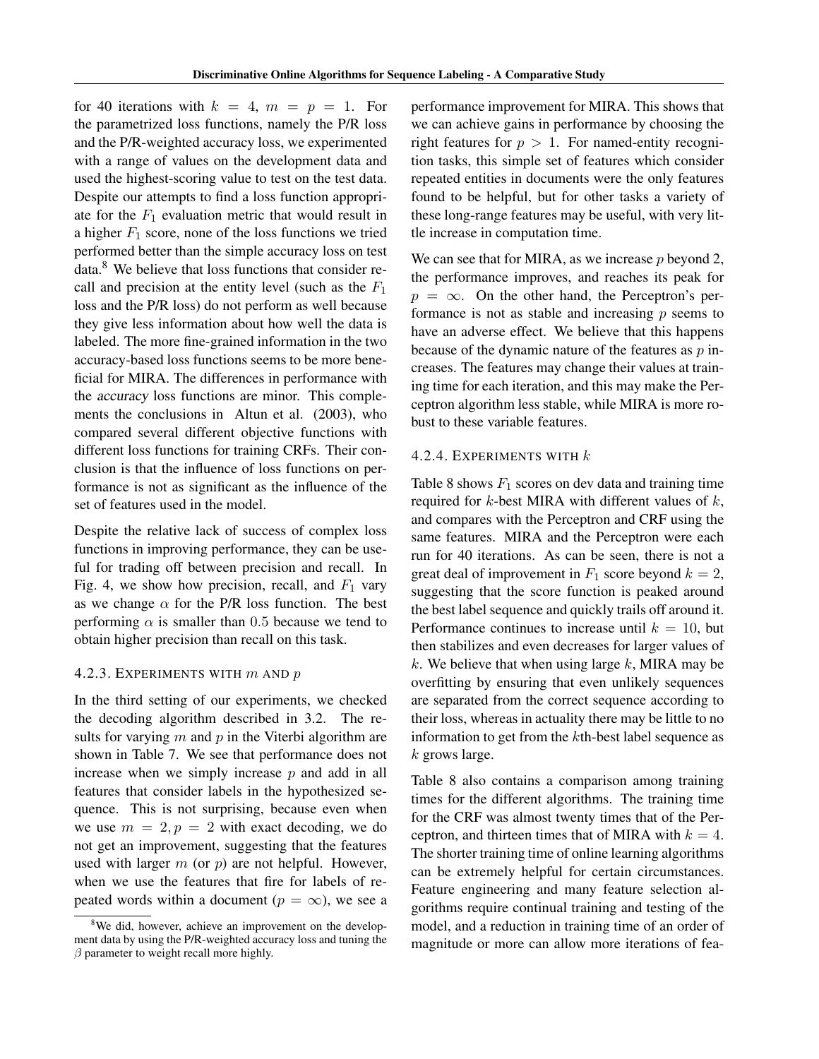for 40 iterations with $k = 4$, $m = p = 1$. For the parametrized loss functions, namely the P/R loss and the P/R-weighted accuracy loss, we experimented with a range of values on the development data and used the highest-scoring value to test on the test data. Despite our attempts to find a loss function appropriate for the $F_1$ evaluation metric that would result in a higher $F_1$ score, none of the loss functions we tried performed better than the simple accuracy loss on test data.[8] We believe that loss functions that consider recall and precision at the entity level (such as the $F_1$ loss and the P/R loss) do not perform as well because they give less information about how well the data is labeled. The more fine-grained information in the two accuracy-based loss functions seems to be more beneficial for MIRA. The differences in performance with the *accuracy* loss functions are minor. This complements the conclusions in Altun et al. (2003), who compared several different objective functions with different loss functions for training CRFs. Their conclusion is that the influence of loss functions on performance is not as significant as the influence of the set of features used in the model.

Despite the relative lack of success of complex loss functions in improving performance, they can be useful for trading off between precision and recall. In Fig. 4, we show how precision, recall, and $F_1$ vary as we change $\alpha$ for the P/R loss function. The best performing $\alpha$ is smaller than 0.5 because we tend to obtain higher precision than recall on this task.

### 4.2.3. Experiments with $m$ and $p$

In the third setting of our experiments, we checked the decoding algorithm described in 3.2. The results for varying $m$ and $p$ in the Viterbi algorithm are shown in Table 7. We see that performance does not increase when we simply increase $p$ and add in all features that consider labels in the hypothesized sequence. This is not surprising, because even when we use $m = 2, p = 2$ with exact decoding, we do not get an improvement, suggesting that the features used with larger $m$ (or $p$) are not helpful. However, when we use the features that fire for labels of repeated words within a document ($p = \infty$), we see a performance improvement for MIRA. This shows that we can achieve gains in performance by choosing the right features for $p > 1$. For named-entity recognition tasks, this simple set of features which consider repeated entities in documents were the only features found to be helpful, but for other tasks a variety of these long-range features may be useful, with very little increase in computation time.

We can see that for MIRA, as we increase $p$ beyond 2, the performance improves, and reaches its peak for $p = \infty$. On the other hand, the Perceptron's performance is not as stable and increasing $p$ seems to have an adverse effect. We believe that this happens because of the dynamic nature of the features as $p$ increases. The features may change their values at training time for each iteration, and this may make the Perceptron algorithm less stable, while MIRA is more robust to these variable features.

### 4.2.4. Experiments with $k$

Table 8 shows $F_1$ scores on dev data and training time required for $k$-best MIRA with different values of $k$, and compares with the Perceptron and CRF using the same features. MIRA and the Perceptron were each run for 40 iterations. As can be seen, there is not a great deal of improvement in $F_1$ score beyond $k = 2$, suggesting that the score function is peaked around the best label sequence and quickly trails off around it. Performance continues to increase until $k = 10$, but then stabilizes and even decreases for larger values of $k$. We believe that when using large $k$, MIRA may be overfitting by ensuring that even unlikely sequences are separated from the correct sequence according to their loss, whereas in actuality there may be little to no information to get from the $k$th-best label sequence as $k$ grows large.

Table 8 also contains a comparison among training times for the different algorithms. The training time for the CRF was almost twenty times that of the Perceptron, and thirteen times that of MIRA with $k = 4$. The shorter training time of online learning algorithms can be extremely helpful for certain circumstances. Feature engineering and many feature selection algorithms require continual training and testing of the model, and a reduction in training time of an order of magnitude or more can allow more iterations of fea-

[8] We did, however, achieve an improvement on the development data by using the P/R-weighted accuracy loss and tuning the $\beta$ parameter to weight recall more highly.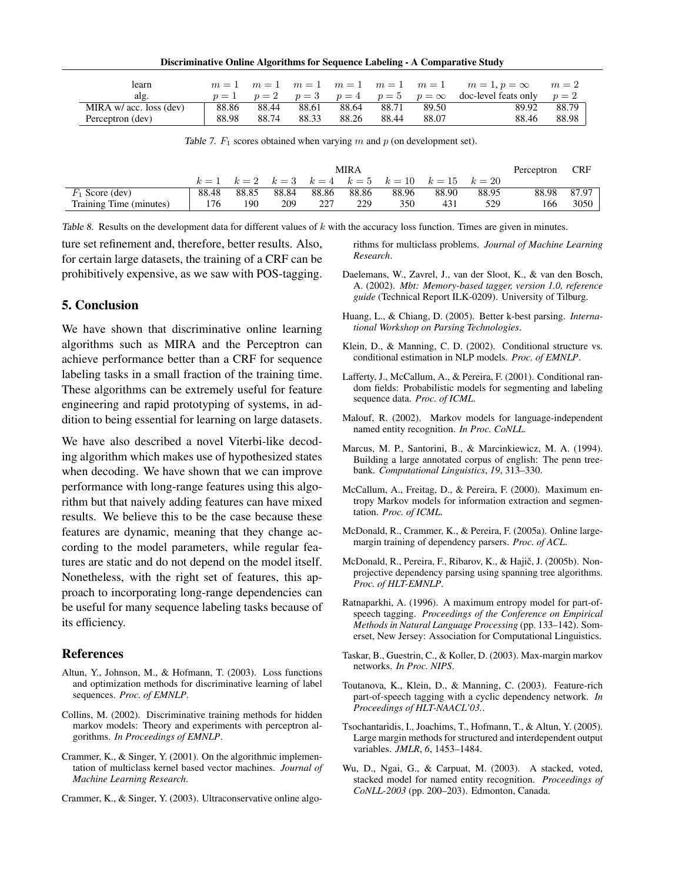| learn alg. | $m = 1$ $p = 1$ | $m = 1$ $p = 2$ | $m = 1$ $p = 3$ | $m = 1$ $p = 4$ | $m = 1$ $p = 5$ | $m = 1$ $p = \infty$ | $m = 1, p = \infty$ doc-level feats only | $m = 2$ $p = 2$ |
|---|---|---|---|---|---|---|---|---|
| MIRA w/ acc. loss (dev) | 88.86 | 88.44 | 88.61 | 88.64 | 88.71 | 89.50 | 89.92 | 88.79 |
| Perceptron (dev) | 88.98 | 88.74 | 88.33 | 88.26 | 88.44 | 88.07 | 88.46 | 88.98 |

Table 7. $F_1$ scores obtained when varying $m$ and $p$ (on development set).

| | MIRA | | | | | | | | Perceptron | CRF |
|---|---|---|---|---|---|---|---|---|---|---|
| | $k = 1$ | $k = 2$ | $k = 3$ | $k = 4$ | $k = 5$ | $k = 10$ | $k = 15$ | $k = 20$ | | |
| $F_1$ Score (dev) | 88.48 | 88.85 | 88.84 | 88.86 | 88.86 | 88.96 | 88.90 | 88.95 | 88.98 | 87.97 |
| Training Time (minutes) | 176 | 190 | 209 | 227 | 229 | 350 | 431 | 529 | 166 | 3050 |

Table 8. Results on the development data for different values of $k$ with the accuracy loss function. Times are given in minutes.

ture set refinement and, therefore, better results. Also, for certain large datasets, the training of a CRF can be prohibitively expensive, as we saw with POS-tagging.

## 5. Conclusion

We have shown that discriminative online learning algorithms such as MIRA and the Perceptron can achieve performance better than a CRF for sequence labeling tasks in a small fraction of the training time. These algorithms can be extremely useful for feature engineering and rapid prototyping of systems, in addition to being essential for learning on large datasets.

We have also described a novel Viterbi-like decoding algorithm which makes use of hypothesized states when decoding. We have shown that we can improve performance with long-range features using this algorithm but that naively adding features can have mixed results. We believe this to be the case because these features are dynamic, meaning that they change according to the model parameters, while regular features are static and do not depend on the model itself. Nonetheless, with the right set of features, this approach to incorporating long-range dependencies can be useful for many sequence labeling tasks because of its efficiency.

## References

Altun, Y., Johnson, M., & Hofmann, T. (2003). Loss functions and optimization methods for discriminative learning of label sequences. *Proc. of EMNLP*.

Collins, M. (2002). Discriminative training methods for hidden markov models: Theory and experiments with perceptron algorithms. *In Proceedings of EMNLP*.

Crammer, K., & Singer, Y. (2001). On the algorithmic implementation of multiclass kernel based vector machines. *Journal of Machine Learning Research*.

Crammer, K., & Singer, Y. (2003). Ultraconservative online algorithms for multiclass problems. *Journal of Machine Learning Research*.

Daelemans, W., Zavrel, J., van der Sloot, K., & van den Bosch, A. (2002). *Mbt: Memory-based tagger, version 1.0, reference guide* (Technical Report ILK-0209). University of Tilburg.

Huang, L., & Chiang, D. (2005). Better k-best parsing. *International Workshop on Parsing Technologies*.

Klein, D., & Manning, C. D. (2002). Conditional structure vs. conditional estimation in NLP models. *Proc. of EMNLP*.

Lafferty, J., McCallum, A., & Pereira, F. (2001). Conditional random fields: Probabilistic models for segmenting and labeling sequence data. *Proc. of ICML*.

Malouf, R. (2002). Markov models for language-independent named entity recognition. *In Proc. CoNLL*.

Marcus, M. P., Santorini, B., & Marcinkiewicz, M. A. (1994). Building a large annotated corpus of english: The penn treebank. *Computational Linguistics*, *19*, 313–330.

McCallum, A., Freitag, D., & Pereira, F. (2000). Maximum entropy Markov models for information extraction and segmentation. *Proc. of ICML*.

McDonald, R., Crammer, K., & Pereira, F. (2005a). Online large-margin training of dependency parsers. *Proc. of ACL*.

McDonald, R., Pereira, F., Ribarov, K., & Hajič, J. (2005b). Non-projective dependency parsing using spanning tree algorithms. *Proc. of HLT-EMNLP*.

Ratnaparkhi, A. (1996). A maximum entropy model for part-of-speech tagging. *Proceedings of the Conference on Empirical Methods in Natural Language Processing* (pp. 133–142). Somerset, New Jersey: Association for Computational Linguistics.

Taskar, B., Guestrin, C., & Koller, D. (2003). Max-margin markov networks. *In Proc. NIPS*.

Toutanova, K., Klein, D., & Manning, C. (2003). Feature-rich part-of-speech tagging with a cyclic dependency network. *In Proceedings of HLT-NAACL'03.*.

Tsochantaridis, I., Joachims, T., Hofmann, T., & Altun, Y. (2005). Large margin methods for structured and interdependent output variables. *JMLR*, *6*, 1453–1484.

Wu, D., Ngai, G., & Carpuat, M. (2003). A stacked, voted, stacked model for named entity recognition. *Proceedings of CoNLL-2003* (pp. 200–203). Edmonton, Canada.